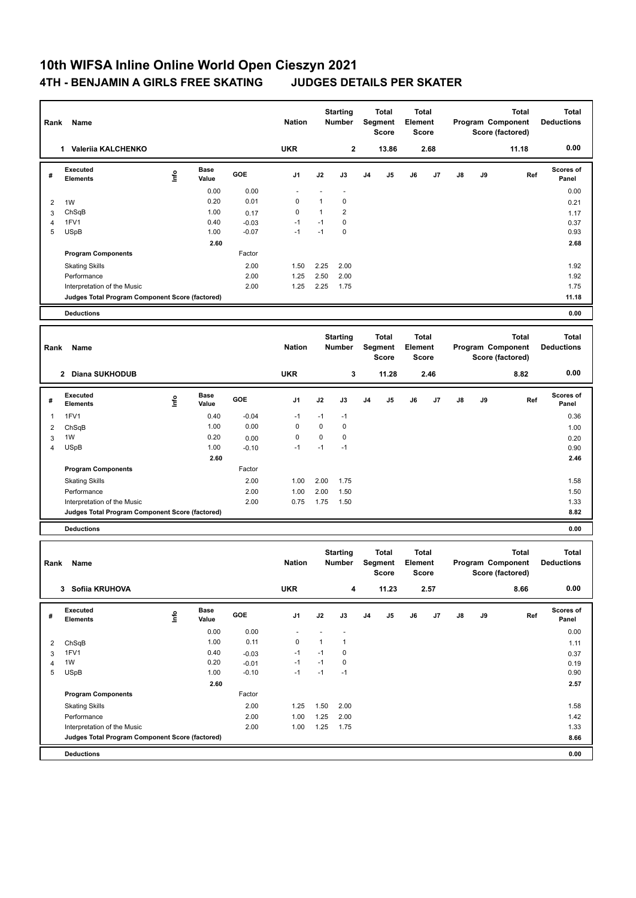# 10th WIFSA Inline Online World Open Cieszyn 2021

## 4TH - BENJAMIN A GIRLS FREE SKATING JUDGES DETAILS PER SKATER

| Rank | Name | Nation | Starting Number | Total Segment Score | Total Element Score | Total Program Component Score (factored) | Total Deductions |
|---|---|---|---|---|---|---|---|
| 1 | Valeriia KALCHENKO | UKR | 2 | 13.86 | 2.68 | 11.18 | 0.00 |

| # | Executed Elements | Info | Base Value | GOE | J1 | J2 | J3 | J4 | J5 | J6 | J7 | J8 | J9 | Ref | Scores of Panel |
|---|---|---|---|---|---|---|---|---|---|---|---|---|---|---|---|
| | | | 0.00 | 0.00 | - | - | - | | | | | | | | 0.00 |
| 2 | 1W | | 0.20 | 0.01 | 0 | 1 | 0 | | | | | | | | 0.21 |
| 3 | ChSqB | | 1.00 | 0.17 | 0 | 1 | 2 | | | | | | | | 1.17 |
| 4 | 1FV1 | | 0.40 | -0.03 | -1 | -1 | 0 | | | | | | | | 0.37 |
| 5 | USpB | | 1.00 | -0.07 | -1 | -1 | 0 | | | | | | | | 0.93 |
| | | | 2.60 | | | | | | | | | | | | 2.68 |
| | **Program Components** | | | Factor | | | | | | | | | | | |
| | Skating Skills | | | 2.00 | 1.50 | 2.25 | 2.00 | | | | | | | | 1.92 |
| | Performance | | | 2.00 | 1.25 | 2.50 | 2.00 | | | | | | | | 1.92 |
| | Interpretation of the Music | | | 2.00 | 1.25 | 2.25 | 1.75 | | | | | | | | 1.75 |
| | **Judges Total Program Component Score (factored)** | | | | | | | | | | | | | | 11.18 |
| | **Deductions** | | | | | | | | | | | | | | 0.00 |

| Rank | Name | Nation | Starting Number | Total Segment Score | Total Element Score | Total Program Component Score (factored) | Total Deductions |
|---|---|---|---|---|---|---|---|
| 2 | Diana SUKHODUB | UKR | 3 | 11.28 | 2.46 | 8.82 | 0.00 |

| # | Executed Elements | Info | Base Value | GOE | J1 | J2 | J3 | J4 | J5 | J6 | J7 | J8 | J9 | Ref | Scores of Panel |
|---|---|---|---|---|---|---|---|---|---|---|---|---|---|---|---|
| 1 | 1FV1 | | 0.40 | -0.04 | -1 | -1 | -1 | | | | | | | | 0.36 |
| 2 | ChSqB | | 1.00 | 0.00 | 0 | 0 | 0 | | | | | | | | 1.00 |
| 3 | 1W | | 0.20 | 0.00 | 0 | 0 | 0 | | | | | | | | 0.20 |
| 4 | USpB | | 1.00 | -0.10 | -1 | -1 | -1 | | | | | | | | 0.90 |
| | | | 2.60 | | | | | | | | | | | | 2.46 |
| | **Program Components** | | | Factor | | | | | | | | | | | |
| | Skating Skills | | | 2.00 | 1.00 | 2.00 | 1.75 | | | | | | | | 1.58 |
| | Performance | | | 2.00 | 1.00 | 2.00 | 1.50 | | | | | | | | 1.50 |
| | Interpretation of the Music | | | 2.00 | 0.75 | 1.75 | 1.50 | | | | | | | | 1.33 |
| | **Judges Total Program Component Score (factored)** | | | | | | | | | | | | | | 8.82 |
| | **Deductions** | | | | | | | | | | | | | | 0.00 |

| Rank | Name | Nation | Starting Number | Total Segment Score | Total Element Score | Total Program Component Score (factored) | Total Deductions |
|---|---|---|---|---|---|---|---|
| 3 | Sofiia KRUHOVA | UKR | 4 | 11.23 | 2.57 | 8.66 | 0.00 |

| # | Executed Elements | Info | Base Value | GOE | J1 | J2 | J3 | J4 | J5 | J6 | J7 | J8 | J9 | Ref | Scores of Panel |
|---|---|---|---|---|---|---|---|---|---|---|---|---|---|---|---|
| | | | 0.00 | 0.00 | - | - | - | | | | | | | | 0.00 |
| 2 | ChSqB | | 1.00 | 0.11 | 0 | 1 | 1 | | | | | | | | 1.11 |
| 3 | 1FV1 | | 0.40 | -0.03 | -1 | -1 | 0 | | | | | | | | 0.37 |
| 4 | 1W | | 0.20 | -0.01 | -1 | -1 | 0 | | | | | | | | 0.19 |
| 5 | USpB | | 1.00 | -0.10 | -1 | -1 | -1 | | | | | | | | 0.90 |
| | | | 2.60 | | | | | | | | | | | | 2.57 |
| | **Program Components** | | | Factor | | | | | | | | | | | |
| | Skating Skills | | | 2.00 | 1.25 | 1.50 | 2.00 | | | | | | | | 1.58 |
| | Performance | | | 2.00 | 1.00 | 1.25 | 2.00 | | | | | | | | 1.42 |
| | Interpretation of the Music | | | 2.00 | 1.00 | 1.25 | 1.75 | | | | | | | | 1.33 |
| | **Judges Total Program Component Score (factored)** | | | | | | | | | | | | | | 8.66 |
| | **Deductions** | | | | | | | | | | | | | | 0.00 |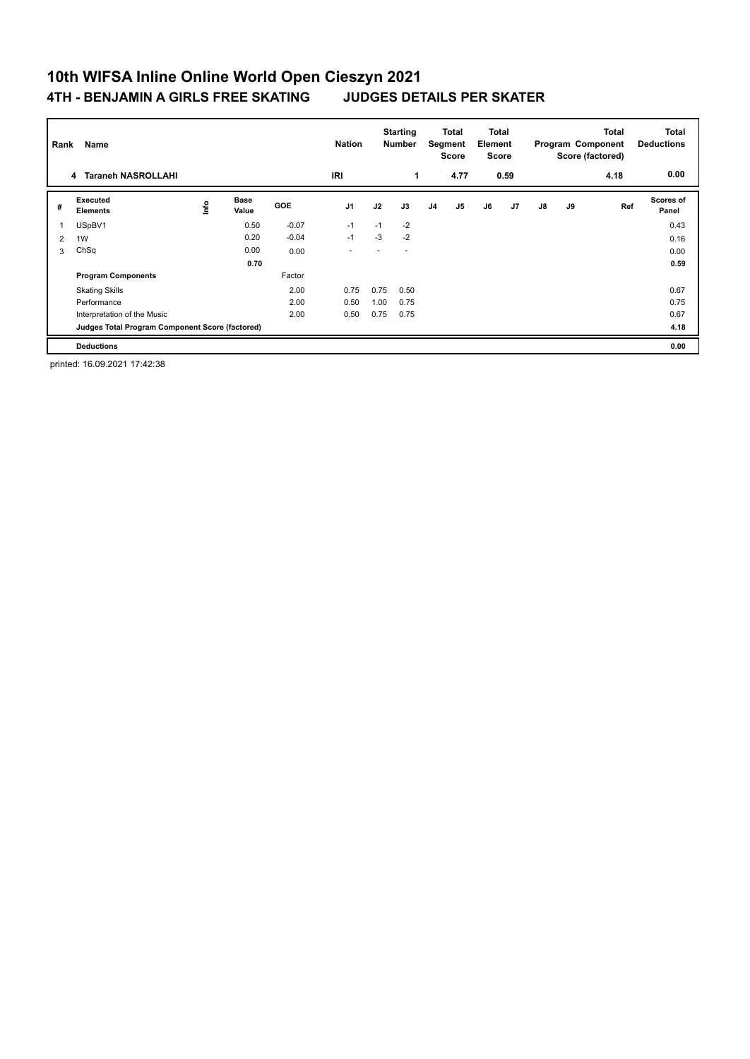# 10th WIFSA Inline Online World Open Cieszyn 2021

## 4TH - BENJAMIN A GIRLS FREE SKATING JUDGES DETAILS PER SKATER

| Rank | Name | Nation | Starting Number | Total Segment Score | Total Element Score | Total Program Component Score (factored) | Total Deductions |
|---|---|---|---|---|---|---|---|
| 4 | Taraneh NASROLLAHI | IRI | 1 | 4.77 | 0.59 | 4.18 | 0.00 |

| # | Executed Elements | Info | Base Value | GOE | J1 | J2 | J3 | J4 | J5 | J6 | J7 | J8 | J9 | Ref | Scores of Panel |
|---|---|---|---|---|---|---|---|---|---|---|---|---|---|---|---|
| 1 | USpBV1 | | 0.50 | -0.07 | -1 | -1 | -2 | | | | | | | | 0.43 |
| 2 | 1W | | 0.20 | -0.04 | -1 | -3 | -2 | | | | | | | | 0.16 |
| 3 | ChSq | | 0.00 | 0.00 | - | - | - | | | | | | | | 0.00 |
| | | | 0.70 | | | | | | | | | | | | 0.59 |
| | **Program Components** | | | Factor | | | | | | | | | | | |
| | Skating Skills | | | 2.00 | 0.75 | 0.75 | 0.50 | | | | | | | | 0.67 |
| | Performance | | | 2.00 | 0.50 | 1.00 | 0.75 | | | | | | | | 0.75 |
| | Interpretation of the Music | | | 2.00 | 0.50 | 0.75 | 0.75 | | | | | | | | 0.67 |
| | **Judges Total Program Component Score (factored)** | | | | | | | | | | | | | | 4.18 |
| | **Deductions** | | | | | | | | | | | | | | 0.00 |

printed: 16.09.2021 17:42:38